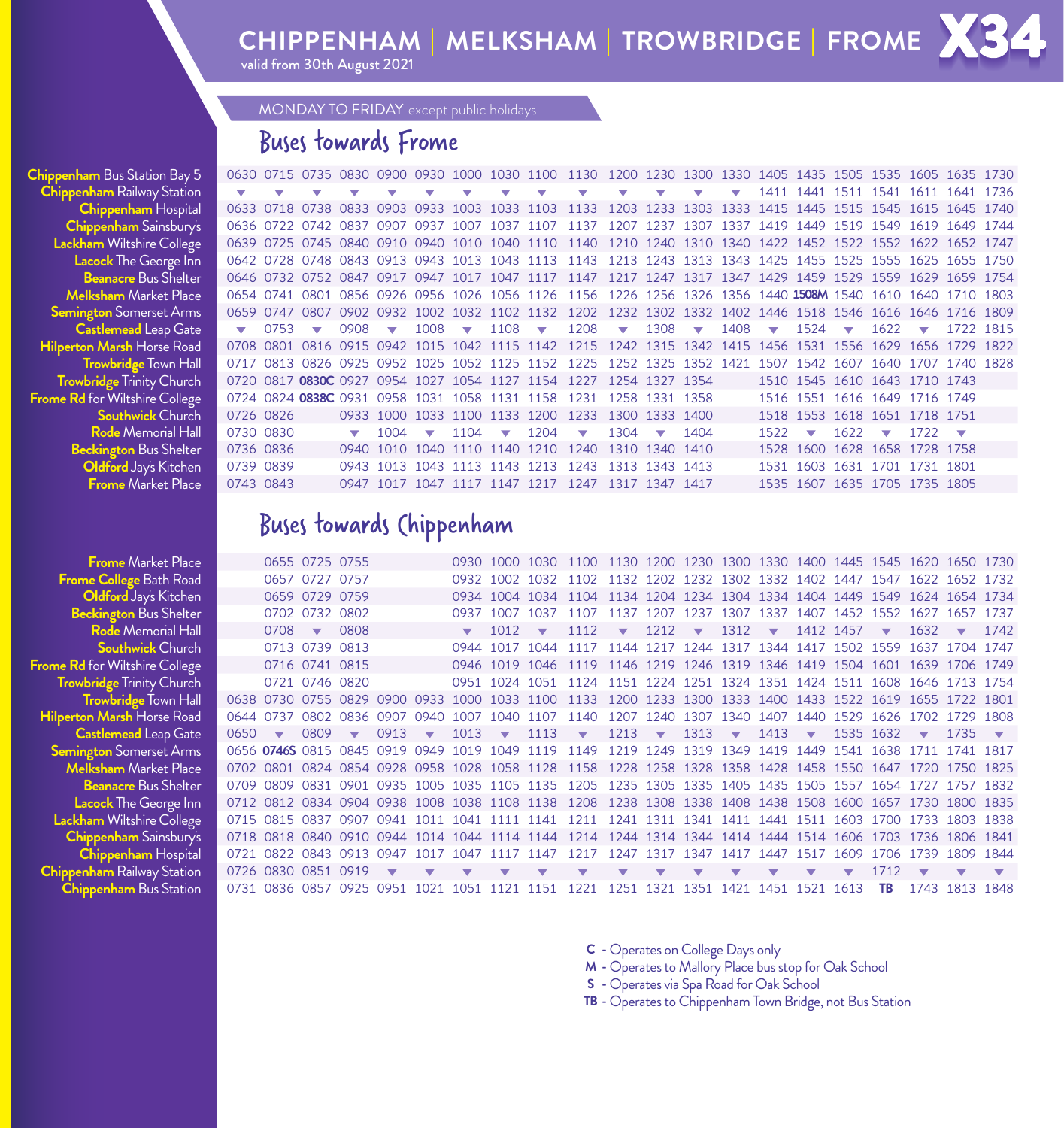# CHIPPENHAM | MELKSHAM | TROWBRIDGE | FROME X34

valid from 30th August 2021

MONDAY TO FRIDAY except public holidays

## Buses towards Frome

| Stop | | | | | | | | | | | | | | | | | | | | | |
|---|---|---|---|---|---|---|---|---|---|---|---|---|---|---|---|---|---|---|---|---|---|
| **Chippenham** Bus Station Bay 5 | 0630 | 0715 | 0735 | 0830 | 0900 | 0930 | 1000 | 1030 | 1100 | 1130 | 1200 | 1230 | 1300 | 1330 | 1405 | 1435 | 1505 | 1535 | 1605 | 1635 | 1730 |
| **Chippenham** Railway Station | ▼ | ▼ | ▼ | ▼ | ▼ | ▼ | ▼ | ▼ | ▼ | ▼ | ▼ | ▼ | ▼ | ▼ | 1411 | 1441 | 1511 | 1541 | 1611 | 1641 | 1736 |
| **Chippenham** Hospital | 0633 | 0718 | 0738 | 0833 | 0903 | 0933 | 1003 | 1033 | 1103 | 1133 | 1203 | 1233 | 1303 | 1333 | 1415 | 1445 | 1515 | 1545 | 1615 | 1645 | 1740 |
| **Chippenham** Sainsbury's | 0636 | 0722 | 0742 | 0837 | 0907 | 0937 | 1007 | 1037 | 1107 | 1137 | 1207 | 1237 | 1307 | 1337 | 1419 | 1449 | 1519 | 1549 | 1619 | 1649 | 1744 |
| **Lackham** Wiltshire College | 0639 | 0725 | 0745 | 0840 | 0910 | 0940 | 1010 | 1040 | 1110 | 1140 | 1210 | 1240 | 1310 | 1340 | 1422 | 1452 | 1522 | 1552 | 1622 | 1652 | 1747 |
| **Lacock** The George Inn | 0642 | 0728 | 0748 | 0843 | 0913 | 0943 | 1013 | 1043 | 1113 | 1143 | 1213 | 1243 | 1313 | 1343 | 1425 | 1455 | 1525 | 1555 | 1625 | 1655 | 1750 |
| **Beanacre** Bus Shelter | 0646 | 0732 | 0752 | 0847 | 0917 | 0947 | 1017 | 1047 | 1117 | 1147 | 1217 | 1247 | 1317 | 1347 | 1429 | 1459 | 1529 | 1559 | 1629 | 1659 | 1754 |
| **Melksham** Market Place | 0654 | 0741 | 0801 | 0856 | 0926 | 0956 | 1026 | 1056 | 1126 | 1156 | 1226 | 1256 | 1326 | 1356 | 1440 | **1508M** | 1540 | 1610 | 1640 | 1710 | 1803 |
| **Semington** Somerset Arms | 0659 | 0747 | 0807 | 0902 | 0932 | 1002 | 1032 | 1102 | 1132 | 1202 | 1232 | 1302 | 1332 | 1402 | 1446 | 1518 | 1546 | 1616 | 1646 | 1716 | 1809 |
| **Castlemead** Leap Gate | ▼ | 0753 | ▼ | 0908 | ▼ | 1008 | ▼ | 1108 | ▼ | 1208 | ▼ | 1308 | ▼ | 1408 | ▼ | 1524 | ▼ | 1622 | ▼ | 1722 | 1815 |
| **Hilperton Marsh** Horse Road | 0708 | 0801 | 0816 | 0915 | 0942 | 1015 | 1042 | 1115 | 1142 | 1215 | 1242 | 1315 | 1342 | 1415 | 1456 | 1531 | 1556 | 1629 | 1656 | 1729 | 1822 |
| **Trowbridge** Town Hall | 0717 | 0813 | 0826 | 0925 | 0952 | 1025 | 1052 | 1125 | 1152 | 1225 | 1252 | 1325 | 1352 | 1421 | 1507 | 1542 | 1607 | 1640 | 1707 | 1740 | 1828 |
| **Trowbridge** Trinity Church | 0720 | 0817 | **0830C** | 0927 | 0954 | 1027 | 1054 | 1127 | 1154 | 1227 | 1254 | 1327 | 1354 | | 1510 | 1545 | 1610 | 1643 | 1710 | 1743 | |
| **Frome Rd** for Wiltshire College | 0724 | 0824 | **0838C** | 0931 | 0958 | 1031 | 1058 | 1131 | 1158 | 1231 | 1258 | 1331 | 1358 | | 1516 | 1551 | 1616 | 1649 | 1716 | 1749 | |
| **Southwick** Church | 0726 | 0826 | | 0933 | 1000 | 1033 | 1100 | 1133 | 1200 | 1233 | 1300 | 1333 | 1400 | | 1518 | 1553 | 1618 | 1651 | 1718 | 1751 | |
| **Rode** Memorial Hall | 0730 | 0830 | | ▼ | 1004 | ▼ | 1104 | ▼ | 1204 | ▼ | 1304 | ▼ | 1404 | | 1522 | ▼ | 1622 | ▼ | 1722 | ▼ | |
| **Beckington** Bus Shelter | 0736 | 0836 | | 0940 | 1010 | 1040 | 1110 | 1140 | 1210 | 1240 | 1310 | 1340 | 1410 | | 1528 | 1600 | 1628 | 1658 | 1728 | 1758 | |
| **Oldford** Jay's Kitchen | 0739 | 0839 | | 0943 | 1013 | 1043 | 1113 | 1143 | 1213 | 1243 | 1313 | 1343 | 1413 | | 1531 | 1603 | 1631 | 1701 | 1731 | 1801 | |
| **Frome** Market Place | 0743 | 0843 | | 0947 | 1017 | 1047 | 1117 | 1147 | 1217 | 1247 | 1317 | 1347 | 1417 | | 1535 | 1607 | 1635 | 1705 | 1735 | 1805 | |

## Buses towards Chippenham

| Stop | | | | | | | | | | | | | | | | | | | | | |
|---|---|---|---|---|---|---|---|---|---|---|---|---|---|---|---|---|---|---|---|---|---|
| **Frome** Market Place | | 0655 | 0725 | 0755 | | | 0930 | 1000 | 1030 | 1100 | 1130 | 1200 | 1230 | 1300 | 1330 | 1400 | 1445 | 1545 | 1620 | 1650 | 1730 |
| **Frome College** Bath Road | | 0657 | 0727 | 0757 | | | 0932 | 1002 | 1032 | 1102 | 1132 | 1202 | 1232 | 1302 | 1332 | 1402 | 1447 | 1547 | 1622 | 1652 | 1732 |
| **Oldford** Jay's Kitchen | | 0659 | 0729 | 0759 | | | 0934 | 1004 | 1034 | 1104 | 1134 | 1204 | 1234 | 1304 | 1334 | 1404 | 1449 | 1549 | 1624 | 1654 | 1734 |
| **Beckington** Bus Shelter | | 0702 | 0732 | 0802 | | | 0937 | 1007 | 1037 | 1107 | 1137 | 1207 | 1237 | 1307 | 1337 | 1407 | 1452 | 1552 | 1627 | 1657 | 1737 |
| **Rode** Memorial Hall | | 0708 | ▼ | 0808 | | | ▼ | 1012 | ▼ | 1112 | ▼ | 1212 | ▼ | 1312 | ▼ | 1412 | 1457 | ▼ | 1632 | ▼ | 1742 |
| **Southwick** Church | | 0713 | 0739 | 0813 | | | 0944 | 1017 | 1044 | 1117 | 1144 | 1217 | 1244 | 1317 | 1344 | 1417 | 1502 | 1559 | 1637 | 1704 | 1747 |
| **Frome Rd** for Wiltshire College | | 0716 | 0741 | 0815 | | | 0946 | 1019 | 1046 | 1119 | 1146 | 1219 | 1246 | 1319 | 1346 | 1419 | 1504 | 1601 | 1639 | 1706 | 1749 |
| **Trowbridge** Trinity Church | | 0721 | 0746 | 0820 | | | 0951 | 1024 | 1051 | 1124 | 1151 | 1224 | 1251 | 1324 | 1351 | 1424 | 1511 | 1608 | 1646 | 1713 | 1754 |
| **Trowbridge** Town Hall | 0638 | 0730 | 0755 | 0829 | 0900 | 0933 | 1000 | 1033 | 1100 | 1133 | 1200 | 1233 | 1300 | 1333 | 1400 | 1433 | 1522 | 1619 | 1655 | 1722 | 1801 |
| **Hilperton Marsh** Horse Road | 0644 | 0737 | 0802 | 0836 | 0907 | 0940 | 1007 | 1040 | 1107 | 1140 | 1207 | 1240 | 1307 | 1340 | 1407 | 1440 | 1529 | 1626 | 1702 | 1729 | 1808 |
| **Castlemead** Leap Gate | 0650 | ▼ | 0809 | ▼ | 0913 | ▼ | 1013 | ▼ | 1113 | ▼ | 1213 | ▼ | 1313 | ▼ | 1413 | ▼ | 1535 | 1632 | ▼ | 1735 | ▼ |
| **Semington** Somerset Arms | 0656 | **0746S** | 0815 | 0845 | 0919 | 0949 | 1019 | 1049 | 1119 | 1149 | 1219 | 1249 | 1319 | 1349 | 1419 | 1449 | 1541 | 1638 | 1711 | 1741 | 1817 |
| **Melksham** Market Place | 0702 | 0801 | 0824 | 0854 | 0928 | 0958 | 1028 | 1058 | 1128 | 1158 | 1228 | 1258 | 1328 | 1358 | 1428 | 1458 | 1550 | 1647 | 1720 | 1750 | 1825 |
| **Beanacre** Bus Shelter | 0709 | 0809 | 0831 | 0901 | 0935 | 1005 | 1035 | 1105 | 1135 | 1205 | 1235 | 1305 | 1335 | 1405 | 1435 | 1505 | 1557 | 1654 | 1727 | 1757 | 1832 |
| **Lacock** The George Inn | 0712 | 0812 | 0834 | 0904 | 0938 | 1008 | 1038 | 1108 | 1138 | 1208 | 1238 | 1308 | 1338 | 1408 | 1438 | 1508 | 1600 | 1657 | 1730 | 1800 | 1835 |
| **Lackham** Wiltshire College | 0715 | 0815 | 0837 | 0907 | 0941 | 1011 | 1041 | 1111 | 1141 | 1211 | 1241 | 1311 | 1341 | 1411 | 1441 | 1511 | 1603 | 1700 | 1733 | 1803 | 1838 |
| **Chippenham** Sainsbury's | 0718 | 0818 | 0840 | 0910 | 0944 | 1014 | 1044 | 1114 | 1144 | 1214 | 1244 | 1314 | 1344 | 1414 | 1444 | 1514 | 1606 | 1703 | 1736 | 1806 | 1841 |
| **Chippenham** Hospital | 0721 | 0822 | 0843 | 0913 | 0947 | 1017 | 1047 | 1117 | 1147 | 1217 | 1247 | 1317 | 1347 | 1417 | 1447 | 1517 | 1609 | 1706 | 1739 | 1809 | 1844 |
| **Chippenham** Railway Station | 0726 | 0830 | 0851 | 0919 | ▼ | ▼ | ▼ | ▼ | ▼ | ▼ | ▼ | ▼ | ▼ | ▼ | ▼ | ▼ | ▼ | 1712 | ▼ | ▼ | ▼ |
| **Chippenham** Bus Station | 0731 | 0836 | 0857 | 0925 | 0951 | 1021 | 1051 | 1121 | 1151 | 1221 | 1251 | 1321 | 1351 | 1421 | 1451 | 1521 | 1613 | **TB** | 1743 | 1813 | 1848 |

**C** - Operates on College Days only
**M** - Operates to Mallory Place bus stop for Oak School
**S** - Operates via Spa Road for Oak School
**TB** - Operates to Chippenham Town Bridge, not Bus Station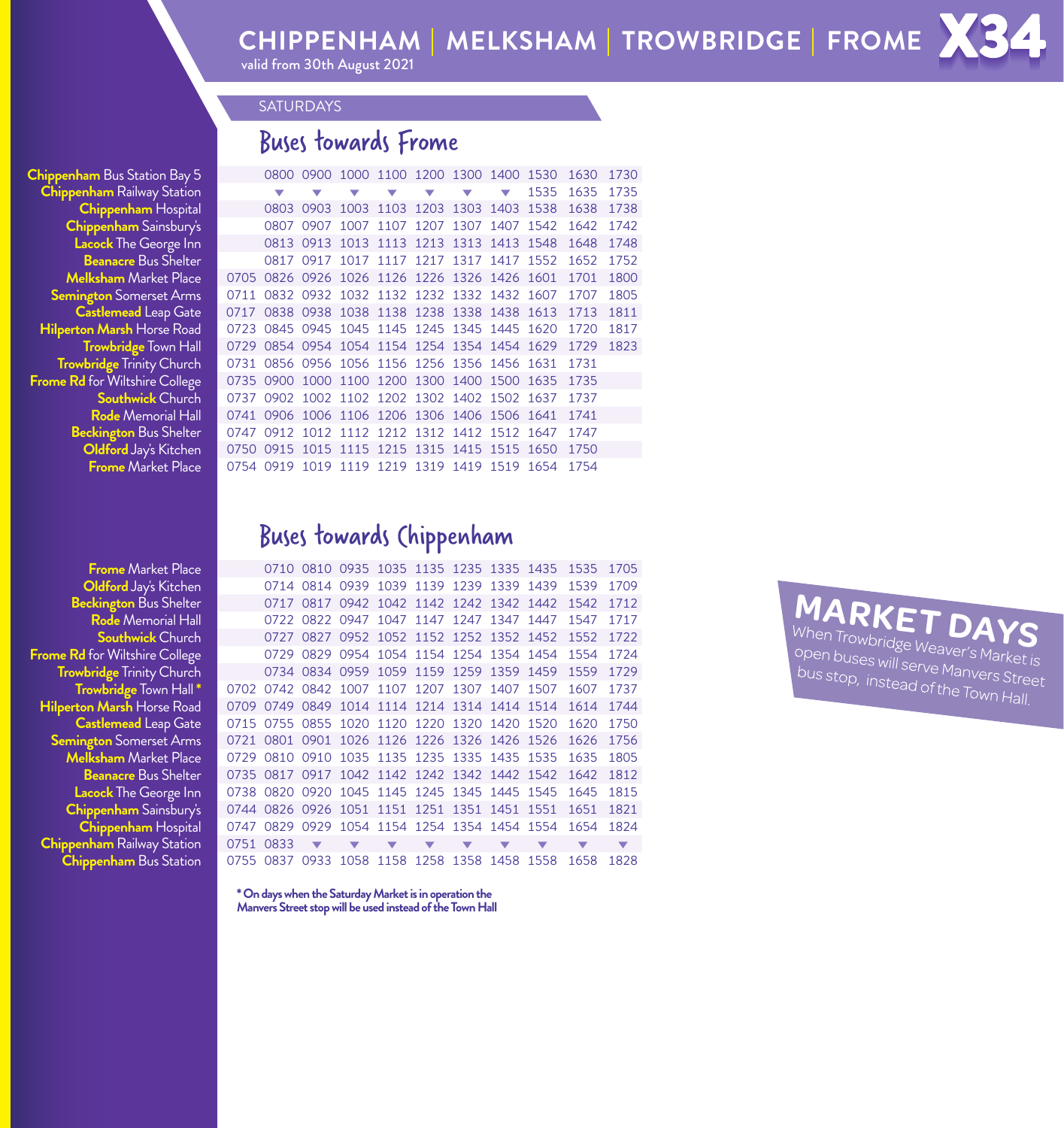# CHIPPENHAM | MELKSHAM | TROWBRIDGE | FROME X34

valid from 30th August 2021

## SATURDAYS

### Buses towards Frome

| Stop | | | | | | | | | | | |
|---|---|---|---|---|---|---|---|---|---|---|---|
| Chippenham Bus Station Bay 5 | | 0800 | 0900 | 1000 | 1100 | 1200 | 1300 | 1400 | 1530 | 1630 | 1730 |
| Chippenham Railway Station | | ▼ | ▼ | ▼ | ▼ | ▼ | ▼ | ▼ | 1535 | 1635 | 1735 |
| Chippenham Hospital | | 0803 | 0903 | 1003 | 1103 | 1203 | 1303 | 1403 | 1538 | 1638 | 1738 |
| Chippenham Sainsbury's | | 0807 | 0907 | 1007 | 1107 | 1207 | 1307 | 1407 | 1542 | 1642 | 1742 |
| Lacock The George Inn | | 0813 | 0913 | 1013 | 1113 | 1213 | 1313 | 1413 | 1548 | 1648 | 1748 |
| Beanacre Bus Shelter | | 0817 | 0917 | 1017 | 1117 | 1217 | 1317 | 1417 | 1552 | 1652 | 1752 |
| Melksham Market Place | 0705 | 0826 | 0926 | 1026 | 1126 | 1226 | 1326 | 1426 | 1601 | 1701 | 1800 |
| Semington Somerset Arms | 0711 | 0832 | 0932 | 1032 | 1132 | 1232 | 1332 | 1432 | 1607 | 1707 | 1805 |
| Castlemead Leap Gate | 0717 | 0838 | 0938 | 1038 | 1138 | 1238 | 1338 | 1438 | 1613 | 1713 | 1811 |
| Hilperton Marsh Horse Road | 0723 | 0845 | 0945 | 1045 | 1145 | 1245 | 1345 | 1445 | 1620 | 1720 | 1817 |
| Trowbridge Town Hall | 0729 | 0854 | 0954 | 1054 | 1154 | 1254 | 1354 | 1454 | 1629 | 1729 | 1823 |
| Trowbridge Trinity Church | 0731 | 0856 | 0956 | 1056 | 1156 | 1256 | 1356 | 1456 | 1631 | 1731 | |
| Frome Rd for Wiltshire College | 0735 | 0900 | 1000 | 1100 | 1200 | 1300 | 1400 | 1500 | 1635 | 1735 | |
| Southwick Church | 0737 | 0902 | 1002 | 1102 | 1202 | 1302 | 1402 | 1502 | 1637 | 1737 | |
| Rode Memorial Hall | 0741 | 0906 | 1006 | 1106 | 1206 | 1306 | 1406 | 1506 | 1641 | 1741 | |
| Beckington Bus Shelter | 0747 | 0912 | 1012 | 1112 | 1212 | 1312 | 1412 | 1512 | 1647 | 1747 | |
| Oldford Jay's Kitchen | 0750 | 0915 | 1015 | 1115 | 1215 | 1315 | 1415 | 1515 | 1650 | 1750 | |
| Frome Market Place | 0754 | 0919 | 1019 | 1119 | 1219 | 1319 | 1419 | 1519 | 1654 | 1754 | |

### Buses towards Chippenham

| Stop | | | | | | | | | | | |
|---|---|---|---|---|---|---|---|---|---|---|---|
| Frome Market Place | | 0710 | 0810 | 0935 | 1035 | 1135 | 1235 | 1335 | 1435 | 1535 | 1705 |
| Oldford Jay's Kitchen | | 0714 | 0814 | 0939 | 1039 | 1139 | 1239 | 1339 | 1439 | 1539 | 1709 |
| Beckington Bus Shelter | | 0717 | 0817 | 0942 | 1042 | 1142 | 1242 | 1342 | 1442 | 1542 | 1712 |
| Rode Memorial Hall | | 0722 | 0822 | 0947 | 1047 | 1147 | 1247 | 1347 | 1447 | 1547 | 1717 |
| Southwick Church | | 0727 | 0827 | 0952 | 1052 | 1152 | 1252 | 1352 | 1452 | 1552 | 1722 |
| Frome Rd for Wiltshire College | | 0729 | 0829 | 0954 | 1054 | 1154 | 1254 | 1354 | 1454 | 1554 | 1724 |
| Trowbridge Trinity Church | | 0734 | 0834 | 0959 | 1059 | 1159 | 1259 | 1359 | 1459 | 1559 | 1729 |
| Trowbridge Town Hall * | 0702 | 0742 | 0842 | 1007 | 1107 | 1207 | 1307 | 1407 | 1507 | 1607 | 1737 |
| Hilperton Marsh Horse Road | 0709 | 0749 | 0849 | 1014 | 1114 | 1214 | 1314 | 1414 | 1514 | 1614 | 1744 |
| Castlemead Leap Gate | 0715 | 0755 | 0855 | 1020 | 1120 | 1220 | 1320 | 1420 | 1520 | 1620 | 1750 |
| Semington Somerset Arms | 0721 | 0801 | 0901 | 1026 | 1126 | 1226 | 1326 | 1426 | 1526 | 1626 | 1756 |
| Melksham Market Place | 0729 | 0810 | 0910 | 1035 | 1135 | 1235 | 1335 | 1435 | 1535 | 1635 | 1805 |
| Beanacre Bus Shelter | 0735 | 0817 | 0917 | 1042 | 1142 | 1242 | 1342 | 1442 | 1542 | 1642 | 1812 |
| Lacock The George Inn | 0738 | 0820 | 0920 | 1045 | 1145 | 1245 | 1345 | 1445 | 1545 | 1645 | 1815 |
| Chippenham Sainsbury's | 0744 | 0826 | 0926 | 1051 | 1151 | 1251 | 1351 | 1451 | 1551 | 1651 | 1821 |
| Chippenham Hospital | 0747 | 0829 | 0929 | 1054 | 1154 | 1254 | 1354 | 1454 | 1554 | 1654 | 1824 |
| Chippenham Railway Station | 0751 | 0833 | ▼ | ▼ | ▼ | ▼ | ▼ | ▼ | ▼ | ▼ | ▼ |
| Chippenham Bus Station | 0755 | 0837 | 0933 | 1058 | 1158 | 1258 | 1358 | 1458 | 1558 | 1658 | 1828 |

**\* On days when the Saturday Market is in operation the Manvers Street stop will be used instead of the Town Hall**

**MARKET DAYS**

When Trowbridge Weaver's Market is open buses will serve Manvers Street bus stop, instead of the Town Hall.